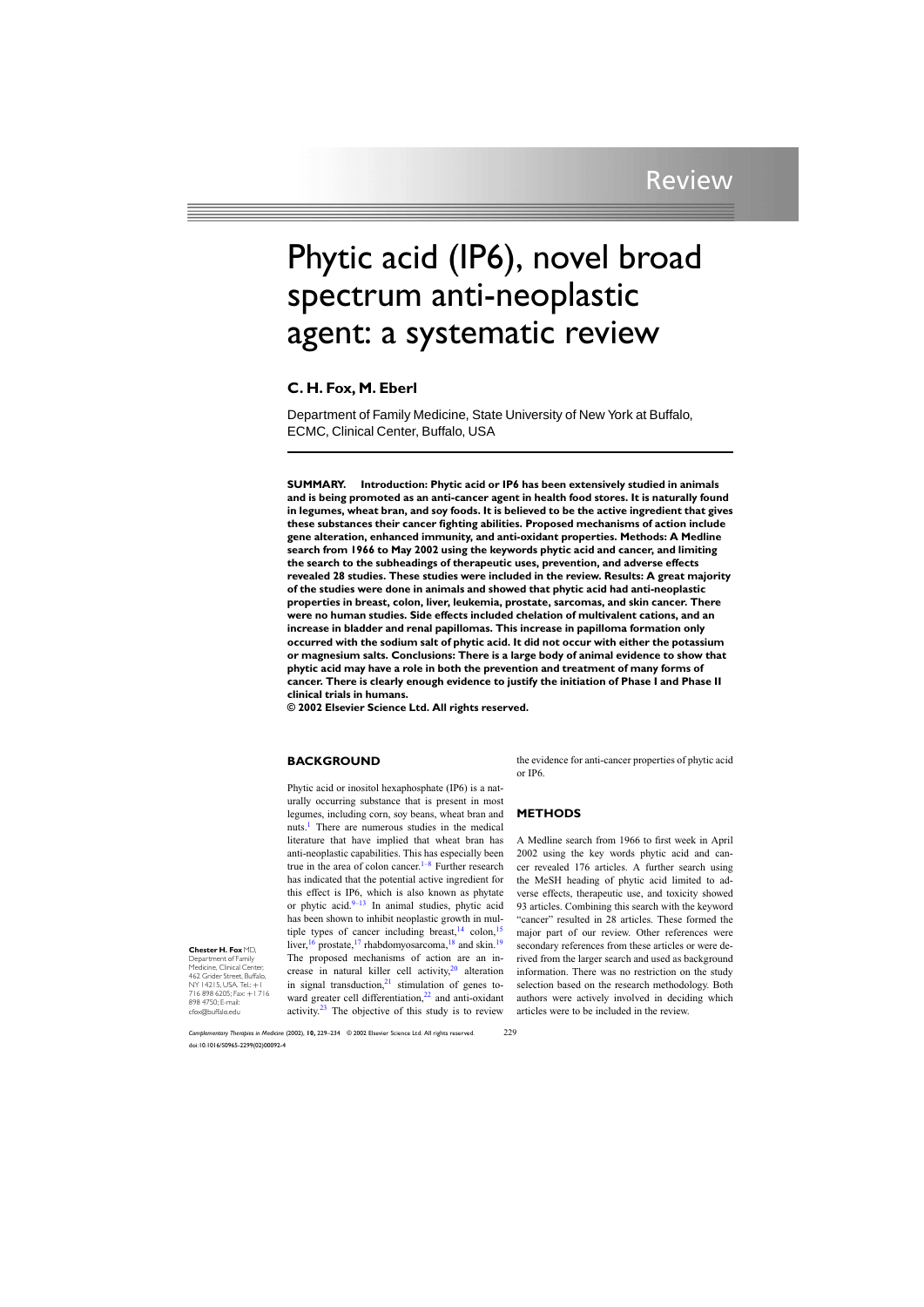Review

# Phytic acid (IP6), novel broad spectrum anti-neoplastic agent: a systematic review

**C. H. Fox, M. Eberl**

Department of Family Medicine, State University of New York at Buffalo, ECMC, Clinical Center, Buffalo, USA

**SUMMARY. Introduction: Phytic acid or IP6 has been extensively studied in animals and is being promoted as an anti-cancer agent in health food stores. It is naturally found in legumes, wheat bran, and soy foods. It is believed to be the active ingredient that gives these substances their cancer fighting abilities. Proposed mechanisms of action include gene alteration, enhanced immunity, and anti-oxidant properties. Methods: A Medline search from 1966 to May 2002 using the keywords phytic acid and cancer, and limiting the search to the subheadings of therapeutic uses, prevention, and adverse effects revealed 28 studies. These studies were included in the review. Results: A great majority of the studies were done in animals and showed that phytic acid had anti-neoplastic properties in breast, colon, liver, leukemia, prostate, sarcomas, and skin cancer. There were no human studies. Side effects included chelation of multivalent cations, and an increase in bladder and renal papillomas. This increase in papilloma formation only occurred with the sodium salt of phytic acid. It did not occur with either the potassium or magnesium salts. Conclusions: There is a large body of animal evidence to show that phytic acid may have a role in both the prevention and treatment of many forms of cancer. There is clearly enough evidence to justify the initiation of Phase I and Phase II clinical trials in humans.**

**© 2002 Elsevier Science Ltd. All rights reserved.**

## BACKGROUND

Phytic acid or inositol hexaphosphate (IP6) is a naturally occurring substance that is present in most legumes, including corn, soy beans, wheat bran and nuts.[1] There are numerous studies in the medical literature that have implied that wheat bran has anti-neoplastic capabilities. This has especially been true in the area of colon cancer.[1–8] Further research has indicated that the potential active ingredient for this effect is IP6, which is also known as phytate or phytic acid.[9–13] In animal studies, phytic acid has been shown to inhibit neoplastic growth in multiple types of cancer including breast,[14] colon,[15] liver,[16] prostate,[17] rhabdomyosarcoma,[18] and skin.[19] The proposed mechanisms of action are an increase in natural killer cell activity,[20] alteration in signal transduction,[21] stimulation of genes toward greater cell differentiation,[22] and anti-oxidant activity.[23] The objective of this study is to review the evidence for anti-cancer properties of phytic acid or IP6.

**Chester H. Fox** MD, Department of Family Medicine, Clinical Center, 462 Grider Street, Buffalo, NY 14215, USA. Tel.: +1 716 898 6205; Fax: +1 716 898 4750; E-mail: cfox@buffalo.edu

## METHODS

A Medline search from 1966 to first week in April 2002 using the key words phytic acid and cancer revealed 176 articles. A further search using the MeSH heading of phytic acid limited to adverse effects, therapeutic use, and toxicity showed 93 articles. Combining this search with the keyword "cancer" resulted in 28 articles. These formed the major part of our review. Other references were secondary references from these articles or were derived from the larger search and used as background information. There was no restriction on the study selection based on the research methodology. Both authors were actively involved in deciding which articles were to be included in the review.

doi:10.1016/S0965-2299(02)00092-4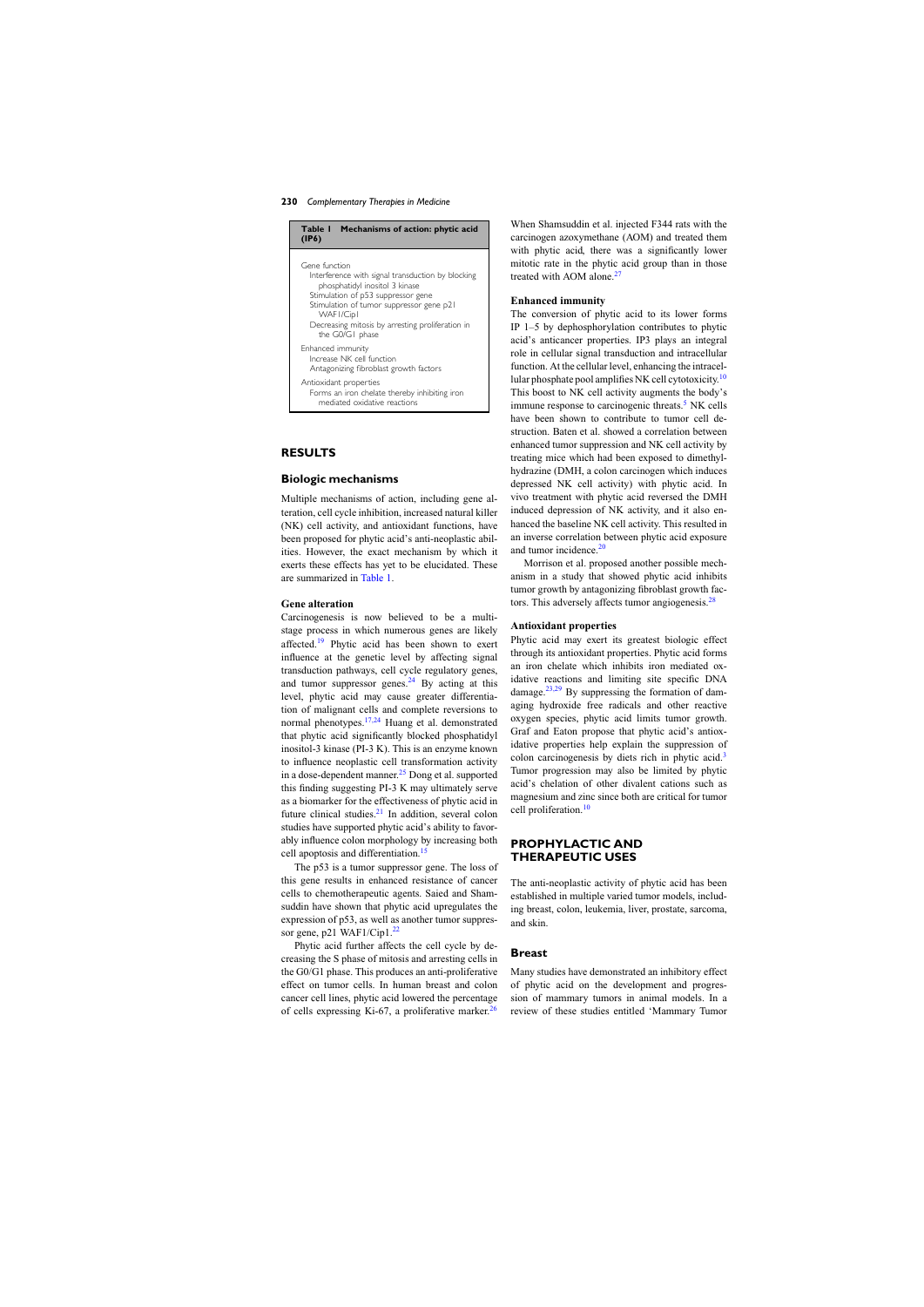**Table 1 Mechanisms of action: phytic acid (IP6)**

| |
|---|
| Gene function |
| Interference with signal transduction by blocking phosphatidyl inositol 3 kinase |
| Stimulation of p53 suppressor gene |
| Stimulation of tumor suppressor gene p21 WAF1/Cip1 |
| Decreasing mitosis by arresting proliferation in the G0/G1 phase |
| Enhanced immunity |
| Increase NK cell function |
| Antagonizing fibroblast growth factors |
| Antioxidant properties |
| Forms an iron chelate thereby inhibiting iron mediated oxidative reactions |

## RESULTS

### Biologic mechanisms

Multiple mechanisms of action, including gene alteration, cell cycle inhibition, increased natural killer (NK) cell activity, and antioxidant functions, have been proposed for phytic acid's anti-neoplastic abilities. However, the exact mechanism by which it exerts these effects has yet to be elucidated. These are summarized in Table 1.

#### Gene alteration

Carcinogenesis is now believed to be a multistage process in which numerous genes are likely affected.[19] Phytic acid has been shown to exert influence at the genetic level by affecting signal transduction pathways, cell cycle regulatory genes, and tumor suppressor genes.[24] By acting at this level, phytic acid may cause greater differentiation of malignant cells and complete reversions to normal phenotypes.[17,24] Huang et al. demonstrated that phytic acid significantly blocked phosphatidyl inositol-3 kinase (PI-3 K). This is an enzyme known to influence neoplastic cell transformation activity in a dose-dependent manner.[25] Dong et al. supported this finding suggesting PI-3 K may ultimately serve as a biomarker for the effectiveness of phytic acid in future clinical studies.[21] In addition, several colon studies have supported phytic acid's ability to favorably influence colon morphology by increasing both cell apoptosis and differentiation.[15]

The p53 is a tumor suppressor gene. The loss of this gene results in enhanced resistance of cancer cells to chemotherapeutic agents. Saied and Shamsuddin have shown that phytic acid upregulates the expression of p53, as well as another tumor suppressor gene, p21 WAF1/Cip1.[22]

Phytic acid further affects the cell cycle by decreasing the S phase of mitosis and arresting cells in the G0/G1 phase. This produces an anti-proliferative effect on tumor cells. In human breast and colon cancer cell lines, phytic acid lowered the percentage of cells expressing Ki-67, a proliferative marker.[26] When Shamsuddin et al. injected F344 rats with the carcinogen azoxymethane (AOM) and treated them with phytic acid, there was a significantly lower mitotic rate in the phytic acid group than in those treated with AOM alone.[27]

#### Enhanced immunity

The conversion of phytic acid to its lower forms IP 1–5 by dephosphorylation contributes to phytic acid's anticancer properties. IP3 plays an integral role in cellular signal transduction and intracellular function. At the cellular level, enhancing the intracellular phosphate pool amplifies NK cell cytotoxicity.[10] This boost to NK cell activity augments the body's immune response to carcinogenic threats.[5] NK cells have been shown to contribute to tumor cell destruction. Baten et al. showed a correlation between enhanced tumor suppression and NK cell activity by treating mice which had been exposed to dimethylhydrazine (DMH, a colon carcinogen which induces depressed NK cell activity) with phytic acid. In vivo treatment with phytic acid reversed the DMH induced depression of NK activity, and it also enhanced the baseline NK cell activity. This resulted in an inverse correlation between phytic acid exposure and tumor incidence.[20]

Morrison et al. proposed another possible mechanism in a study that showed phytic acid inhibits tumor growth by antagonizing fibroblast growth factors. This adversely affects tumor angiogenesis.[28]

#### Antioxidant properties

Phytic acid may exert its greatest biologic effect through its antioxidant properties. Phytic acid forms an iron chelate which inhibits iron mediated oxidative reactions and limiting site specific DNA damage.[23,29] By suppressing the formation of damaging hydroxide free radicals and other reactive oxygen species, phytic acid limits tumor growth. Graf and Eaton propose that phytic acid's antioxidative properties help explain the suppression of colon carcinogenesis by diets rich in phytic acid.[3] Tumor progression may also be limited by phytic acid's chelation of other divalent cations such as magnesium and zinc since both are critical for tumor cell proliferation.[10]

## PROPHYLACTIC AND THERAPEUTIC USES

The anti-neoplastic activity of phytic acid has been established in multiple varied tumor models, including breast, colon, leukemia, liver, prostate, sarcoma, and skin.

### Breast

Many studies have demonstrated an inhibitory effect of phytic acid on the development and progression of mammary tumors in animal models. In a review of these studies entitled 'Mammary Tumor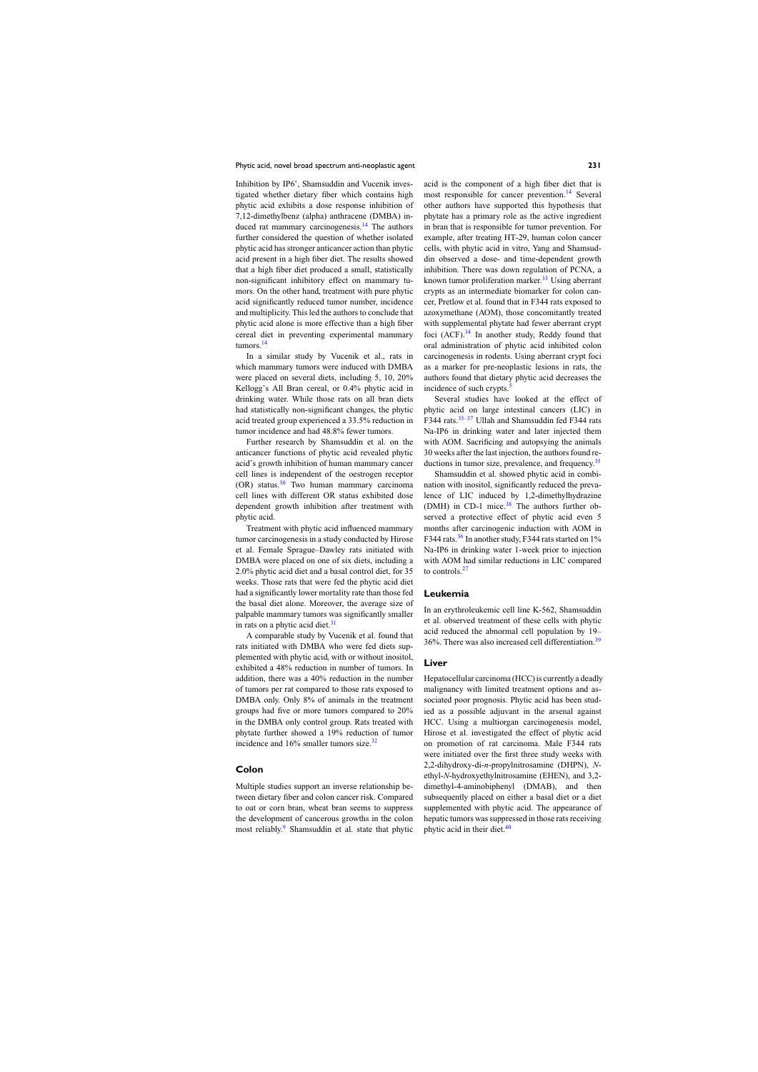Inhibition by IP6', Shamsuddin and Vucenik investigated whether dietary fiber which contains high phytic acid exhibits a dose response inhibition of 7,12-dimethylbenz (alpha) anthracene (DMBA) induced rat mammary carcinogenesis.[14] The authors further considered the question of whether isolated phytic acid has stronger anticancer action than phytic acid present in a high fiber diet. The results showed that a high fiber diet produced a small, statistically non-significant inhibitory effect on mammary tumors. On the other hand, treatment with pure phytic acid significantly reduced tumor number, incidence and multiplicity. This led the authors to conclude that phytic acid alone is more effective than a high fiber cereal diet in preventing experimental mammary tumors.[14]

In a similar study by Vucenik et al., rats in which mammary tumors were induced with DMBA were placed on several diets, including 5, 10, 20% Kellogg's All Bran cereal, or 0.4% phytic acid in drinking water. While those rats on all bran diets had statistically non-significant changes, the phytic acid treated group experienced a 33.5% reduction in tumor incidence and had 48.8% fewer tumors.

Further research by Shamsuddin et al. on the anticancer functions of phytic acid revealed phytic acid's growth inhibition of human mammary cancer cell lines is independent of the oestrogen receptor (OR) status.[30] Two human mammary carcinoma cell lines with different OR status exhibited dose dependent growth inhibition after treatment with phytic acid.

Treatment with phytic acid influenced mammary tumor carcinogenesis in a study conducted by Hirose et al. Female Sprague–Dawley rats initiated with DMBA were placed on one of six diets, including a 2.0% phytic acid diet and a basal control diet, for 35 weeks. Those rats that were fed the phytic acid diet had a significantly lower mortality rate than those fed the basal diet alone. Moreover, the average size of palpable mammary tumors was significantly smaller in rats on a phytic acid diet.[31]

A comparable study by Vucenik et al. found that rats initiated with DMBA who were fed diets supplemented with phytic acid, with or without inositol, exhibited a 48% reduction in number of tumors. In addition, there was a 40% reduction in the number of tumors per rat compared to those rats exposed to DMBA only. Only 8% of animals in the treatment groups had five or more tumors compared to 20% in the DMBA only control group. Rats treated with phytate further showed a 19% reduction of tumor incidence and 16% smaller tumors size.[32]

## Colon

Multiple studies support an inverse relationship between dietary fiber and colon cancer risk. Compared to oat or corn bran, wheat bran seems to suppress the development of cancerous growths in the colon most reliably.[9] Shamsuddin et al. state that phytic acid is the component of a high fiber diet that is most responsible for cancer prevention.[14] Several other authors have supported this hypothesis that phytate has a primary role as the active ingredient in bran that is responsible for tumor prevention. For example, after treating HT-29, human colon cancer cells, with phytic acid in vitro, Yang and Shamsuddin observed a dose- and time-dependent growth inhibition. There was down regulation of PCNA, a known tumor proliferation marker.[33] Using aberrant crypts as an intermediate biomarker for colon cancer, Pretlow et al. found that in F344 rats exposed to azoxymethane (AOM), those concomitantly treated with supplemental phytate had fewer aberrant crypt foci (ACF).[34] In another study, Reddy found that oral administration of phytic acid inhibited colon carcinogenesis in rodents. Using aberrant crypt foci as a marker for pre-neoplastic lesions in rats, the authors found that dietary phytic acid decreases the incidence of such crypts.[5]

Several studies have looked at the effect of phytic acid on large intestinal cancers (LIC) in F344 rats.[35–37] Ullah and Shamsuddin fed F344 rats Na-IP6 in drinking water and later injected them with AOM. Sacrificing and autopsying the animals 30 weeks after the last injection, the authors found reductions in tumor size, prevalence, and frequency.[35]

Shamsuddin et al. showed phytic acid in combination with inositol, significantly reduced the prevalence of LIC induced by 1,2-dimethylhydrazine (DMH) in CD-1 mice.[38] The authors further observed a protective effect of phytic acid even 5 months after carcinogenic induction with AOM in F344 rats.[36] In another study, F344 rats started on 1% Na-IP6 in drinking water 1-week prior to injection with AOM had similar reductions in LIC compared to controls.[27]

## Leukemia

In an erythroleukemic cell line K-562, Shamsuddin et al. observed treatment of these cells with phytic acid reduced the abnormal cell population by 19–36%. There was also increased cell differentiation.[39]

## Liver

Hepatocellular carcinoma (HCC) is currently a deadly malignancy with limited treatment options and associated poor prognosis. Phytic acid has been studied as a possible adjuvant in the arsenal against HCC. Using a multiorgan carcinogenesis model, Hirose et al. investigated the effect of phytic acid on promotion of rat carcinoma. Male F344 rats were initiated over the first three study weeks with 2,2-dihydroxy-di-*n*-propylnitrosamine (DHPN), *N*-ethyl-*N*-hydroxyethylnitrosamine (EHEN), and 3,2-dimethyl-4-aminobiphenyl (DMAB), and then subsequently placed on either a basal diet or a diet supplemented with phytic acid. The appearance of hepatic tumors was suppressed in those rats receiving phytic acid in their diet.[40]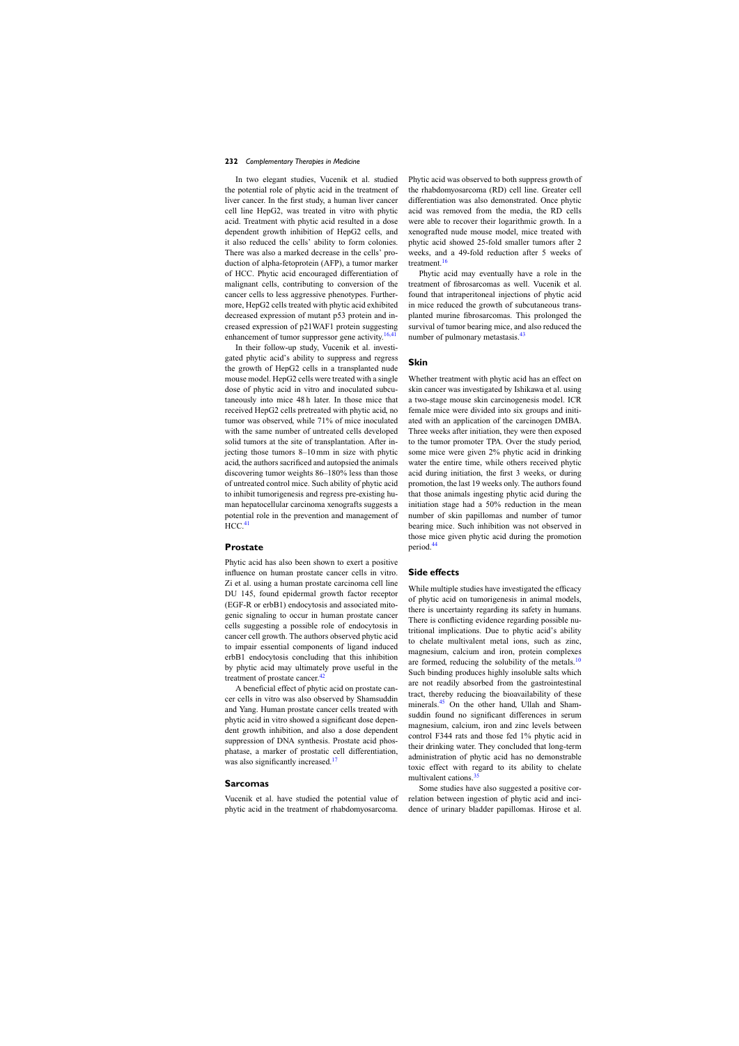In two elegant studies, Vucenik et al. studied the potential role of phytic acid in the treatment of liver cancer. In the first study, a human liver cancer cell line HepG2, was treated in vitro with phytic acid. Treatment with phytic acid resulted in a dose dependent growth inhibition of HepG2 cells, and it also reduced the cells' ability to form colonies. There was also a marked decrease in the cells' production of alpha-fetoprotein (AFP), a tumor marker of HCC. Phytic acid encouraged differentiation of malignant cells, contributing to conversion of the cancer cells to less aggressive phenotypes. Furthermore, HepG2 cells treated with phytic acid exhibited decreased expression of mutant p53 protein and increased expression of p21WAF1 protein suggesting enhancement of tumor suppressor gene activity.[16,41]

In their follow-up study, Vucenik et al. investigated phytic acid's ability to suppress and regress the growth of HepG2 cells in a transplanted nude mouse model. HepG2 cells were treated with a single dose of phytic acid in vitro and inoculated subcutaneously into mice 48 h later. In those mice that received HepG2 cells pretreated with phytic acid, no tumor was observed, while 71% of mice inoculated with the same number of untreated cells developed solid tumors at the site of transplantation. After injecting those tumors 8–10 mm in size with phytic acid, the authors sacrificed and autopsied the animals discovering tumor weights 86–180% less than those of untreated control mice. Such ability of phytic acid to inhibit tumorigenesis and regress pre-existing human hepatocellular carcinoma xenografts suggests a potential role in the prevention and management of HCC.[41]

## Prostate

Phytic acid has also been shown to exert a positive influence on human prostate cancer cells in vitro. Zi et al. using a human prostate carcinoma cell line DU 145, found epidermal growth factor receptor (EGF-R or erbB1) endocytosis and associated mitogenic signaling to occur in human prostate cancer cells suggesting a possible role of endocytosis in cancer cell growth. The authors observed phytic acid to impair essential components of ligand induced erbB1 endocytosis concluding that this inhibition by phytic acid may ultimately prove useful in the treatment of prostate cancer.[42]

A beneficial effect of phytic acid on prostate cancer cells in vitro was also observed by Shamsuddin and Yang. Human prostate cancer cells treated with phytic acid in vitro showed a significant dose dependent growth inhibition, and also a dose dependent suppression of DNA synthesis. Prostate acid phosphatase, a marker of prostatic cell differentiation, was also significantly increased.[17]

## Sarcomas

Vucenik et al. have studied the potential value of phytic acid in the treatment of rhabdomyosarcoma. Phytic acid was observed to both suppress growth of the rhabdomyosarcoma (RD) cell line. Greater cell differentiation was also demonstrated. Once phytic acid was removed from the media, the RD cells were able to recover their logarithmic growth. In a xenografted nude mouse model, mice treated with phytic acid showed 25-fold smaller tumors after 2 weeks, and a 49-fold reduction after 5 weeks of treatment.[16]

Phytic acid may eventually have a role in the treatment of fibrosarcomas as well. Vucenik et al. found that intraperitoneal injections of phytic acid in mice reduced the growth of subcutaneous transplanted murine fibrosarcomas. This prolonged the survival of tumor bearing mice, and also reduced the number of pulmonary metastasis.[43]

## Skin

Whether treatment with phytic acid has an effect on skin cancer was investigated by Ishikawa et al. using a two-stage mouse skin carcinogenesis model. ICR female mice were divided into six groups and initiated with an application of the carcinogen DMBA. Three weeks after initiation, they were then exposed to the tumor promoter TPA. Over the study period, some mice were given 2% phytic acid in drinking water the entire time, while others received phytic acid during initiation, the first 3 weeks, or during promotion, the last 19 weeks only. The authors found that those animals ingesting phytic acid during the initiation stage had a 50% reduction in the mean number of skin papillomas and number of tumor bearing mice. Such inhibition was not observed in those mice given phytic acid during the promotion period.[44]

## Side effects

While multiple studies have investigated the efficacy of phytic acid on tumorigenesis in animal models, there is uncertainty regarding its safety in humans. There is conflicting evidence regarding possible nutritional implications. Due to phytic acid's ability to chelate multivalent metal ions, such as zinc, magnesium, calcium and iron, protein complexes are formed, reducing the solubility of the metals.[10] Such binding produces highly insoluble salts which are not readily absorbed from the gastrointestinal tract, thereby reducing the bioavailability of these minerals.[45] On the other hand, Ullah and Shamsuddin found no significant differences in serum magnesium, calcium, iron and zinc levels between control F344 rats and those fed 1% phytic acid in their drinking water. They concluded that long-term administration of phytic acid has no demonstrable toxic effect with regard to its ability to chelate multivalent cations.[35]

Some studies have also suggested a positive correlation between ingestion of phytic acid and incidence of urinary bladder papillomas. Hirose et al.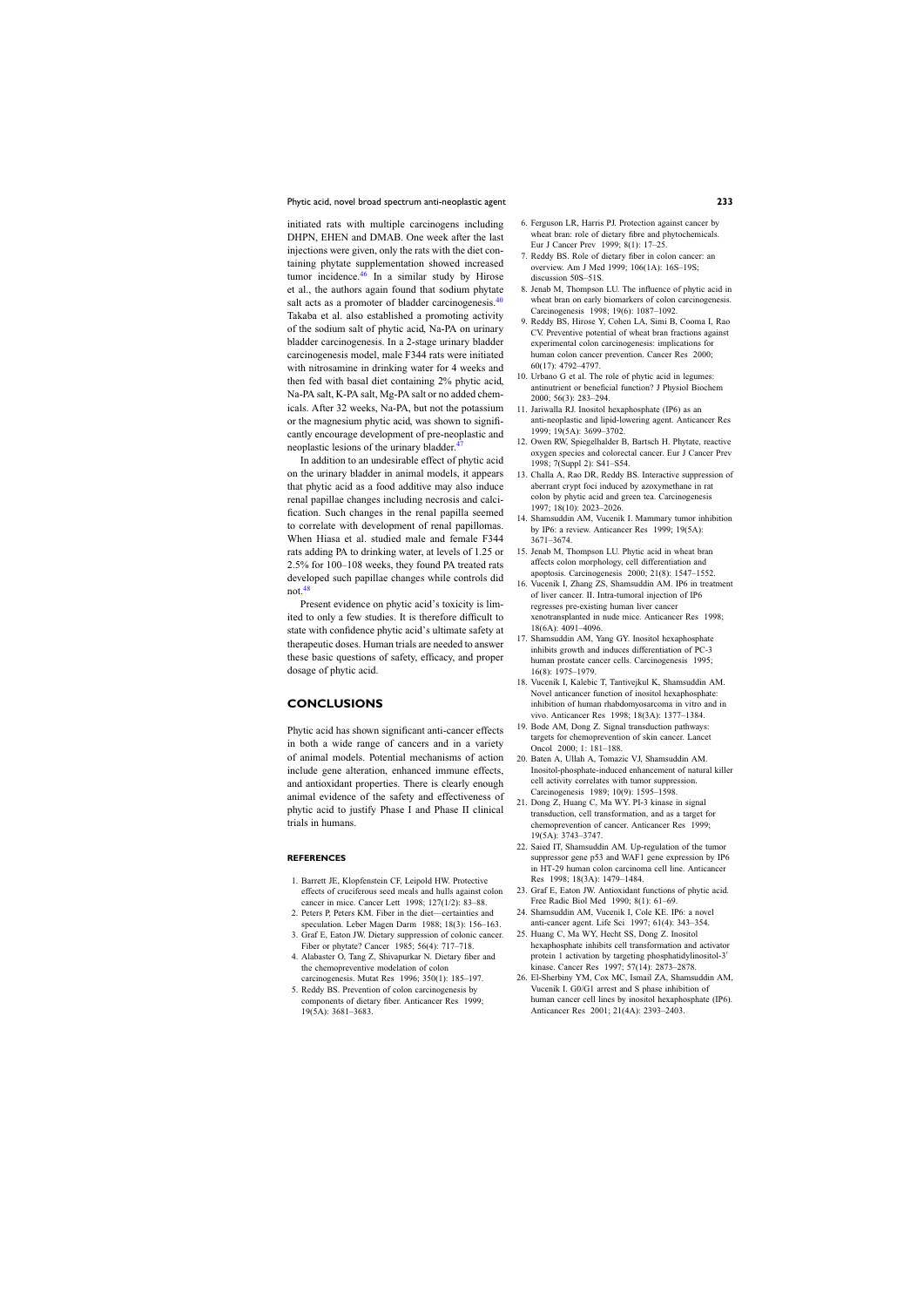initiated rats with multiple carcinogens including DHPN, EHEN and DMAB. One week after the last injections were given, only the rats with the diet containing phytate supplementation showed increased tumor incidence.[46] In a similar study by Hirose et al., the authors again found that sodium phytate salt acts as a promoter of bladder carcinogenesis.[40] Takaba et al. also established a promoting activity of the sodium salt of phytic acid, Na-PA on urinary bladder carcinogenesis. In a 2-stage urinary bladder carcinogenesis model, male F344 rats were initiated with nitrosamine in drinking water for 4 weeks and then fed with basal diet containing 2% phytic acid, Na-PA salt, K-PA salt, Mg-PA salt or no added chemicals. After 32 weeks, Na-PA, but not the potassium or the magnesium phytic acid, was shown to significantly encourage development of pre-neoplastic and neoplastic lesions of the urinary bladder.[47]

In addition to an undesirable effect of phytic acid on the urinary bladder in animal models, it appears that phytic acid as a food additive may also induce renal papillae changes including necrosis and calcification. Such changes in the renal papilla seemed to correlate with development of renal papillomas. When Hiasa et al. studied male and female F344 rats adding PA to drinking water, at levels of 1.25 or 2.5% for 100–108 weeks, they found PA treated rats developed such papillae changes while controls did not.[48]

Present evidence on phytic acid's toxicity is limited to only a few studies. It is therefore difficult to state with confidence phytic acid's ultimate safety at therapeutic doses. Human trials are needed to answer these basic questions of safety, efficacy, and proper dosage of phytic acid.

## CONCLUSIONS

Phytic acid has shown significant anti-cancer effects in both a wide range of cancers and in a variety of animal models. Potential mechanisms of action include gene alteration, enhanced immune effects, and antioxidant properties. There is clearly enough animal evidence of the safety and effectiveness of phytic acid to justify Phase I and Phase II clinical trials in humans.

### REFERENCES

1. Barrett JE, Klopfenstein CF, Leipold HW. Protective effects of cruciferous seed meals and hulls against colon cancer in mice. Cancer Lett 1998; 127(1/2): 83–88.
2. Peters P, Peters KM. Fiber in the diet—certainties and speculation. Leber Magen Darm 1988; 18(3): 156–163.
3. Graf E, Eaton JW. Dietary suppression of colonic cancer. Fiber or phytate? Cancer 1985; 56(4): 717–718.
4. Alabaster O, Tang Z, Shivapurkar N. Dietary fiber and the chemopreventive modelation of colon carcinogenesis. Mutat Res 1996; 350(1): 185–197.
5. Reddy BS. Prevention of colon carcinogenesis by components of dietary fiber. Anticancer Res 1999; 19(5A): 3681–3683.
6. Ferguson LR, Harris PJ. Protection against cancer by wheat bran: role of dietary fibre and phytochemicals. Eur J Cancer Prev 1999; 8(1): 17–25.
7. Reddy BS. Role of dietary fiber in colon cancer: an overview. Am J Med 1999; 106(1A): 16S–19S; discussion 50S–51S.
8. Jenab M, Thompson LU. The influence of phytic acid in wheat bran on early biomarkers of colon carcinogenesis. Carcinogenesis 1998; 19(6): 1087–1092.
9. Reddy BS, Hirose Y, Cohen LA, Simi B, Cooma I, Rao CV. Preventive potential of wheat bran fractions against experimental colon carcinogenesis: implications for human colon cancer prevention. Cancer Res 2000; 60(17): 4792–4797.
10. Urbano G et al. The role of phytic acid in legumes: antinutrient or beneficial function? J Physiol Biochem 2000; 56(3): 283–294.
11. Jariwalla RJ. Inositol hexaphosphate (IP6) as an anti-neoplastic and lipid-lowering agent. Anticancer Res 1999; 19(5A): 3699–3702.
12. Owen RW, Spiegelhalder B, Bartsch H. Phytate, reactive oxygen species and colorectal cancer. Eur J Cancer Prev 1998; 7(Suppl 2): S41–S54.
13. Challa A, Rao DR, Reddy BS. Interactive suppression of aberrant crypt foci induced by azoxymethane in rat colon by phytic acid and green tea. Carcinogenesis 1997; 18(10): 2023–2026.
14. Shamsuddin AM, Vucenik I. Mammary tumor inhibition by IP6: a review. Anticancer Res 1999; 19(5A): 3671–3674.
15. Jenab M, Thompson LU. Phytic acid in wheat bran affects colon morphology, cell differentiation and apoptosis. Carcinogenesis 2000; 21(8): 1547–1552.
16. Vucenik I, Zhang ZS, Shamsuddin AM. IP6 in treatment of liver cancer. II. Intra-tumoral injection of IP6 regresses pre-existing human liver cancer xenotransplanted in nude mice. Anticancer Res 1998; 18(6A): 4091–4096.
17. Shamsuddin AM, Yang GY. Inositol hexaphosphate inhibits growth and induces differentiation of PC-3 human prostate cancer cells. Carcinogenesis 1995; 16(8): 1975–1979.
18. Vucenik I, Kalebic T, Tantivejkul K, Shamsuddin AM. Novel anticancer function of inositol hexaphosphate: inhibition of human rhabdomyosarcoma in vitro and in vivo. Anticancer Res 1998; 18(3A): 1377–1384.
19. Bode AM, Dong Z. Signal transduction pathways: targets for chemoprevention of skin cancer. Lancet Oncol 2000; 1: 181–188.
20. Baten A, Ullah A, Tomazic VJ, Shamsuddin AM. Inositol-phosphate-induced enhancement of natural killer cell activity correlates with tumor suppression. Carcinogenesis 1989; 10(9): 1595–1598.
21. Dong Z, Huang C, Ma WY. PI-3 kinase in signal transduction, cell transformation, and as a target for chemoprevention of cancer. Anticancer Res 1999; 19(5A): 3743–3747.
22. Saied IT, Shamsuddin AM. Up-regulation of the tumor suppressor gene p53 and WAF1 gene expression by IP6 in HT-29 human colon carcinoma cell line. Anticancer Res 1998; 18(3A): 1479–1484.
23. Graf E, Eaton JW. Antioxidant functions of phytic acid. Free Radic Biol Med 1990; 8(1): 61–69.
24. Shamsuddin AM, Vucenik I, Cole KE. IP6: a novel anti-cancer agent. Life Sci 1997; 61(4): 343–354.
25. Huang C, Ma WY, Hecht SS, Dong Z. Inositol hexaphosphate inhibits cell transformation and activator protein 1 activation by targeting phosphatidylinositol-3′ kinase. Cancer Res 1997; 57(14): 2873–2878.
26. El-Sherbiny YM, Cox MC, Ismail ZA, Shamsuddin AM, Vucenik I. G0/G1 arrest and S phase inhibition of human cancer cell lines by inositol hexaphosphate (IP6). Anticancer Res 2001; 21(4A): 2393–2403.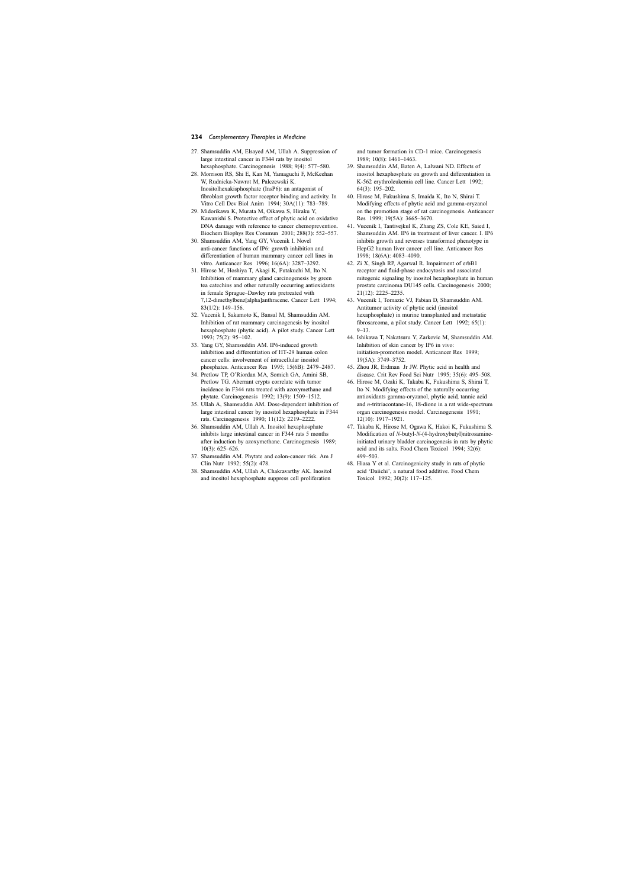27. Shamsuddin AM, Elsayed AM, Ullah A. Suppression of large intestinal cancer in F344 rats by inositol hexaphosphate. Carcinogenesis 1988; 9(4): 577–580.
28. Morrison RS, Shi E, Kan M, Yamaguchi F, McKeehan W, Rudnicka-Nawrot M, Palczewski K. Inositolhexakisphosphate (InsP6): an antagonist of fibroblast growth factor receptor binding and activity. In Vitro Cell Dev Biol Anim 1994; 30A(11): 783–789.
29. Midorikawa K, Murata M, Oikawa S, Hiraku Y, Kawanishi S. Protective effect of phytic acid on oxidative DNA damage with reference to cancer chemoprevention. Biochem Biophys Res Commun 2001; 288(3): 552–557.
30. Shamsuddin AM, Yang GY, Vucenik I. Novel anti-cancer functions of IP6: growth inhibition and differentiation of human mammary cancer cell lines in vitro. Anticancer Res 1996; 16(6A): 3287–3292.
31. Hirose M, Hoshiya T, Akagi K, Futakuchi M, Ito N. Inhibition of mammary gland carcinogenesis by green tea catechins and other naturally occurring antioxidants in female Sprague–Dawley rats pretreated with 7,12-dimethylbenz[alpha]anthracene. Cancer Lett 1994; 83(1/2): 149–156.
32. Vucenik I, Sakamoto K, Bansal M, Shamsuddin AM. Inhibition of rat mammary carcinogenesis by inositol hexaphosphate (phytic acid). A pilot study. Cancer Lett 1993; 75(2): 95–102.
33. Yang GY, Shamsuddin AM. IP6-induced growth inhibition and differentiation of HT-29 human colon cancer cells: involvement of intracellular inositol phosphates. Anticancer Res 1995; 15(6B): 2479–2487.
34. Pretlow TP, O'Riordan MA, Somich GA, Amini SB, Pretlow TG. Aberrant crypts correlate with tumor incidence in F344 rats treated with azoxymethane and phytate. Carcinogenesis 1992; 13(9): 1509–1512.
35. Ullah A, Shamsuddin AM. Dose-dependent inhibition of large intestinal cancer by inositol hexaphosphate in F344 rats. Carcinogenesis 1990; 11(12): 2219–2222.
36. Shamsuddin AM, Ullah A. Inositol hexaphosphate inhibits large intestinal cancer in F344 rats 5 months after induction by azoxymethane. Carcinogenesis 1989; 10(3): 625–626.
37. Shamsuddin AM. Phytate and colon-cancer risk. Am J Clin Nutr 1992; 55(2): 478.
38. Shamsuddin AM, Ullah A, Chakravarthy AK. Inositol and inositol hexaphosphate suppress cell proliferation and tumor formation in CD-1 mice. Carcinogenesis 1989; 10(8): 1461–1463.
39. Shamsuddin AM, Baten A, Lalwani ND. Effects of inositol hexaphosphate on growth and differentiation in K-562 erythroleukemia cell line. Cancer Lett 1992; 64(3): 195–202.
40. Hirose M, Fukushima S, Imaida K, Ito N, Shirai T. Modifying effects of phytic acid and gamma-oryzanol on the promotion stage of rat carcinogenesis. Anticancer Res 1999; 19(5A): 3665–3670.
41. Vucenik I, Tantivejkul K, Zhang ZS, Cole KE, Saied I, Shamsuddin AM. IP6 in treatment of liver cancer. I. IP6 inhibits growth and reverses transformed phenotype in HepG2 human liver cancer cell line. Anticancer Res 1998; 18(6A): 4083–4090.
42. Zi X, Singh RP, Agarwal R. Impairment of erbB1 receptor and fluid-phase endocytosis and associated mitogenic signaling by inositol hexaphosphate in human prostate carcinoma DU145 cells. Carcinogenesis 2000; 21(12): 2225–2235.
43. Vucenik I, Tomazic VJ, Fabian D, Shamsuddin AM. Antitumor activity of phytic acid (inositol hexaphosphate) in murine transplanted and metastatic fibrosarcoma, a pilot study. Cancer Lett 1992; 65(1): 9–13.
44. Ishikawa T, Nakatsuru Y, Zarkovic M, Shamsuddin AM. Inhibition of skin cancer by IP6 in vivo: initiation-promotion model. Anticancer Res 1999; 19(5A): 3749–3752.
45. Zhou JR, Erdman Jr JW. Phytic acid in health and disease. Crit Rev Food Sci Nutr 1995; 35(6): 495–508.
46. Hirose M, Ozaki K, Takaba K, Fukushima S, Shirai T, Ito N. Modifying effects of the naturally occurring antioxidants gamma-oryzanol, phytic acid, tannic acid and *n*-tritriacontane-16, 18-dione in a rat wide-spectrum organ carcinogenesis model. Carcinogenesis 1991; 12(10): 1917–1921.
47. Takaba K, Hirose M, Ogawa K, Hakoi K, Fukushima S. Modification of *N*-butyl-*N*-(4-hydroxybutyl)nitrosamine-initiated urinary bladder carcinogenesis in rats by phytic acid and its salts. Food Chem Toxicol 1994; 32(6): 499–503.
48. Hiasa Y et al. Carcinogenicity study in rats of phytic acid 'Daiichi', a natural food additive. Food Chem Toxicol 1992; 30(2): 117–125.